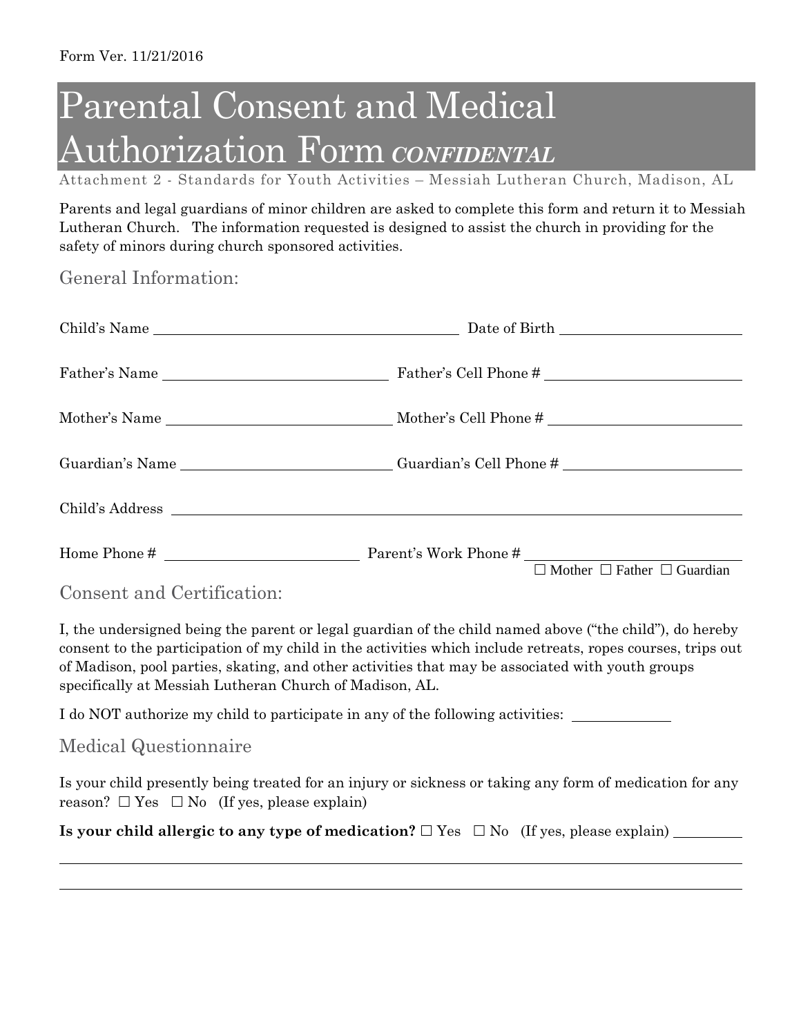Form Ver. 11/21/2016

# Parental Consent and Medical Authorization Form *CONFIDENTAL*

Attachment 2 - Standards for Youth Activities – Messiah Lutheran Church, Madison, AL

Parents and legal guardians of minor children are asked to complete this form and return it to Messiah Lutheran Church. The information requested is designed to assist the church in providing for the safety of minors during church sponsored activities.

## General Information:

Child's Name ______________________________ Date of Birth ____________________

Father's Name ______________________ Father's Cell Phone # ____________________

Mother's Name ______________________ Mother's Cell Phone # ____________________

Guardian's Name ____________________ Guardian's Cell Phone # ____________________

Child's Address ____________________________________________________________

Home Phone # ____________________ Parent's Work Phone # ____________________
☐ Mother ☐ Father ☐ Guardian

## Consent and Certification:

I, the undersigned being the parent or legal guardian of the child named above ("the child"), do hereby consent to the participation of my child in the activities which include retreats, ropes courses, trips out of Madison, pool parties, skating, and other activities that may be associated with youth groups specifically at Messiah Lutheran Church of Madison, AL.

I do NOT authorize my child to participate in any of the following activities: __________

## Medical Questionnaire

Is your child presently being treated for an injury or sickness or taking any form of medication for any reason? ☐ Yes ☐ No (If yes, please explain)

**Is your child allergic to any type of medication?** ☐ Yes ☐ No (If yes, please explain) __________

______________________________________________________________________________

______________________________________________________________________________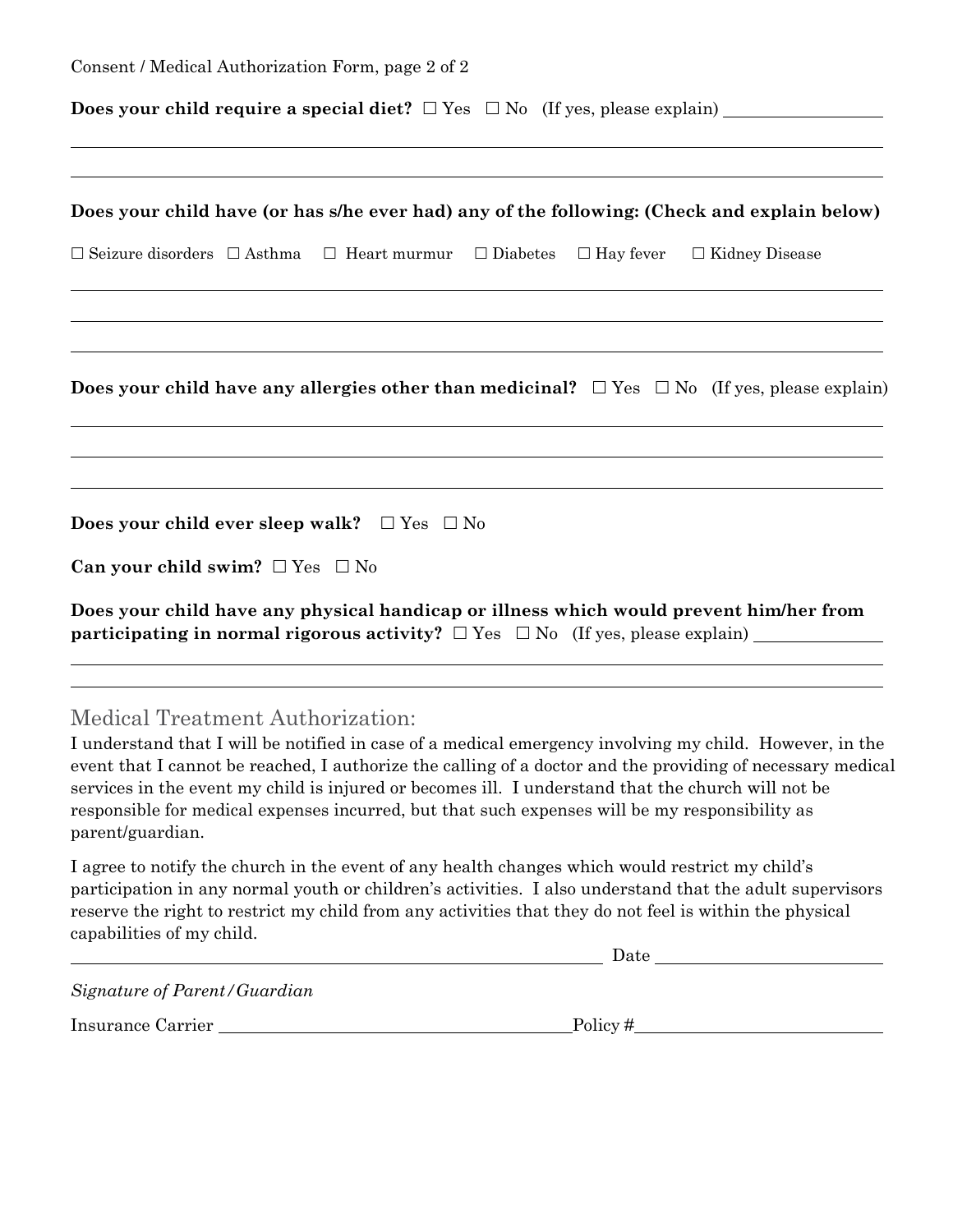Consent / Medical Authorization Form, page 2 of 2

**Does your child require a special diet?** ☐ Yes ☐ No (If yes, please explain) \_\_\_\_\_\_\_\_\_\_\_\_\_\_\_\_\_\_

\_\_\_\_\_\_\_\_\_\_\_\_\_\_\_\_\_\_\_\_\_\_\_\_\_\_\_\_\_\_\_\_\_\_\_\_\_\_\_\_\_\_\_\_\_\_\_\_\_\_\_\_\_\_\_\_\_\_\_\_\_\_\_\_\_\_\_\_\_\_\_\_\_\_\_\_

\_\_\_\_\_\_\_\_\_\_\_\_\_\_\_\_\_\_\_\_\_\_\_\_\_\_\_\_\_\_\_\_\_\_\_\_\_\_\_\_\_\_\_\_\_\_\_\_\_\_\_\_\_\_\_\_\_\_\_\_\_\_\_\_\_\_\_\_\_\_\_\_\_\_\_\_

**Does your child have (or has s/he ever had) any of the following: (Check and explain below)**

☐ Seizure disorders ☐ Asthma ☐ Heart murmur ☐ Diabetes ☐ Hay fever ☐ Kidney Disease

\_\_\_\_\_\_\_\_\_\_\_\_\_\_\_\_\_\_\_\_\_\_\_\_\_\_\_\_\_\_\_\_\_\_\_\_\_\_\_\_\_\_\_\_\_\_\_\_\_\_\_\_\_\_\_\_\_\_\_\_\_\_\_\_\_\_\_\_\_\_\_\_\_\_\_\_

\_\_\_\_\_\_\_\_\_\_\_\_\_\_\_\_\_\_\_\_\_\_\_\_\_\_\_\_\_\_\_\_\_\_\_\_\_\_\_\_\_\_\_\_\_\_\_\_\_\_\_\_\_\_\_\_\_\_\_\_\_\_\_\_\_\_\_\_\_\_\_\_\_\_\_\_

\_\_\_\_\_\_\_\_\_\_\_\_\_\_\_\_\_\_\_\_\_\_\_\_\_\_\_\_\_\_\_\_\_\_\_\_\_\_\_\_\_\_\_\_\_\_\_\_\_\_\_\_\_\_\_\_\_\_\_\_\_\_\_\_\_\_\_\_\_\_\_\_\_\_\_\_

**Does your child have any allergies other than medicinal?** ☐ Yes ☐ No (If yes, please explain)

\_\_\_\_\_\_\_\_\_\_\_\_\_\_\_\_\_\_\_\_\_\_\_\_\_\_\_\_\_\_\_\_\_\_\_\_\_\_\_\_\_\_\_\_\_\_\_\_\_\_\_\_\_\_\_\_\_\_\_\_\_\_\_\_\_\_\_\_\_\_\_\_\_\_\_\_

\_\_\_\_\_\_\_\_\_\_\_\_\_\_\_\_\_\_\_\_\_\_\_\_\_\_\_\_\_\_\_\_\_\_\_\_\_\_\_\_\_\_\_\_\_\_\_\_\_\_\_\_\_\_\_\_\_\_\_\_\_\_\_\_\_\_\_\_\_\_\_\_\_\_\_\_

\_\_\_\_\_\_\_\_\_\_\_\_\_\_\_\_\_\_\_\_\_\_\_\_\_\_\_\_\_\_\_\_\_\_\_\_\_\_\_\_\_\_\_\_\_\_\_\_\_\_\_\_\_\_\_\_\_\_\_\_\_\_\_\_\_\_\_\_\_\_\_\_\_\_\_\_

**Does your child ever sleep walk?** ☐ Yes ☐ No

**Can your child swim?** ☐ Yes ☐ No

**Does your child have any physical handicap or illness which would prevent him/her from participating in normal rigorous activity?** ☐ Yes ☐ No (If yes, please explain) \_\_\_\_\_\_\_\_\_\_\_\_\_\_

\_\_\_\_\_\_\_\_\_\_\_\_\_\_\_\_\_\_\_\_\_\_\_\_\_\_\_\_\_\_\_\_\_\_\_\_\_\_\_\_\_\_\_\_\_\_\_\_\_\_\_\_\_\_\_\_\_\_\_\_\_\_\_\_\_\_\_\_\_\_\_\_\_\_\_\_

\_\_\_\_\_\_\_\_\_\_\_\_\_\_\_\_\_\_\_\_\_\_\_\_\_\_\_\_\_\_\_\_\_\_\_\_\_\_\_\_\_\_\_\_\_\_\_\_\_\_\_\_\_\_\_\_\_\_\_\_\_\_\_\_\_\_\_\_\_\_\_\_\_\_\_\_

## Medical Treatment Authorization:

I understand that I will be notified in case of a medical emergency involving my child. However, in the event that I cannot be reached, I authorize the calling of a doctor and the providing of necessary medical services in the event my child is injured or becomes ill. I understand that the church will not be responsible for medical expenses incurred, but that such expenses will be my responsibility as parent/guardian.

I agree to notify the church in the event of any health changes which would restrict my child's participation in any normal youth or children's activities. I also understand that the adult supervisors reserve the right to restrict my child from any activities that they do not feel is within the physical capabilities of my child.

\_\_\_\_\_\_\_\_\_\_\_\_\_\_\_\_\_\_\_\_\_\_\_\_\_\_\_\_\_\_\_\_\_\_\_\_\_\_\_\_\_\_\_\_\_\_\_\_ Date \_\_\_\_\_\_\_\_\_\_\_\_\_\_\_\_\_\_\_\_

*Signature of Parent/Guardian*

Insurance Carrier \_\_\_\_\_\_\_\_\_\_\_\_\_\_\_\_\_\_\_\_\_\_\_\_\_\_\_\_\_\_\_\_ Policy # \_\_\_\_\_\_\_\_\_\_\_\_\_\_\_\_\_\_\_\_\_\_